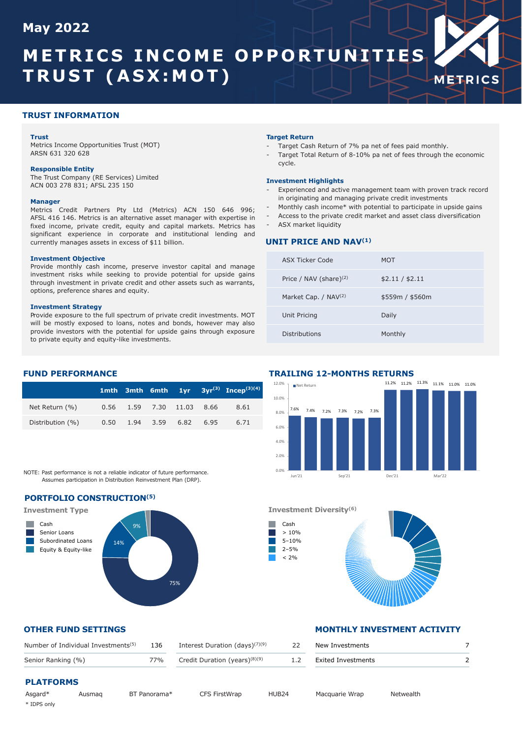May 2022

# METRICS INCOME OPPORTUNITIES TRUST (ASX:MOT)

## TRUST INFORMATION

**Trust**
Metrics Income Opportunities Trust (MOT)
ARSN 631 320 628

**Responsible Entity**
The Trust Company (RE Services) Limited
ACN 003 278 831; AFSL 235 150

**Manager**
Metrics Credit Partners Pty Ltd (Metrics) ACN 150 646 996; AFSL 416 146. Metrics is an alternative asset manager with expertise in fixed income, private credit, equity and capital markets. Metrics has significant experience in corporate and institutional lending and currently manages assets in excess of $11 billion.

**Investment Objective**
Provide monthly cash income, preserve investor capital and manage investment risks while seeking to provide potential for upside gains through investment in private credit and other assets such as warrants, options, preference shares and equity.

**Investment Strategy**
Provide exposure to the full spectrum of private credit investments. MOT will be mostly exposed to loans, notes and bonds, however may also provide investors with the potential for upside gains through exposure to private equity and equity-like investments.

**Target Return**
- Target Cash Return of 7% pa net of fees paid monthly.
- Target Total Return of 8-10% pa net of fees through the economic cycle.

**Investment Highlights**
- Experienced and active management team with proven track record in originating and managing private credit investments
- Monthly cash income* with potential to participate in upside gains
- Access to the private credit market and asset class diversification
- ASX market liquidity

## UNIT PRICE AND NAV[1]

| | |
|---|---|
| ASX Ticker Code | MOT |
| Price / NAV (share)[2] | $2.11 / $2.11 |
| Market Cap. / NAV[2] | $559m / $560m |
| Unit Pricing | Daily |
| Distributions | Monthly |

## FUND PERFORMANCE

| | 1mth | 3mth | 6mth | 1yr | 3yr[3] | Incep[3][4] |
|---|---|---|---|---|---|---|
| Net Return (%) | 0.56 | 1.59 | 7.30 | 11.03 | 8.66 | 8.61 |
| Distribution (%) | 0.50 | 1.94 | 3.59 | 6.82 | 6.95 | 6.71 |

NOTE: Past performance is not a reliable indicator of future performance. Assumes participation in Distribution Reinvestment Plan (DRP).

## TRAILING 12-MONTHS RETURNS

Net Return

| Jun'21 | | | Sep'21 | | | Dec'21 | | | Mar'22 | | |
|---|---|---|---|---|---|---|---|---|---|---|---|
| 7.6% | 7.4% | 7.2% | 7.3% | 7.2% | 7.3% | 11.2% | 11.2% | 11.3% | 11.1% | 11.0% | 11.0% |

## PORTFOLIO CONSTRUCTION[5]

**Investment Type**

- Cash
- Senior Loans: 75%
- Subordinated Loans: 14%
- Equity & Equity-like: 9%

**Investment Diversity[6]**

- Cash
- > 10%
- 5–10%
- 2–5%
- < 2%

## OTHER FUND SETTINGS

| | | | |
|---|---|---|---|
| Number of Individual Investments[5] | 136 | Interest Duration (days)[7][9] | 22 |
| Senior Ranking (%) | 77% | Credit Duration (years)[8][9] | 1.2 |

## MONTHLY INVESTMENT ACTIVITY

| | |
|---|---|
| New Investments | 7 |
| Exited Investments | 2 |

## PLATFORMS

Asgard* | Ausmaq | BT Panorama* | CFS FirstWrap | HUB24 | Macquarie Wrap | Netwealth

* IDPS only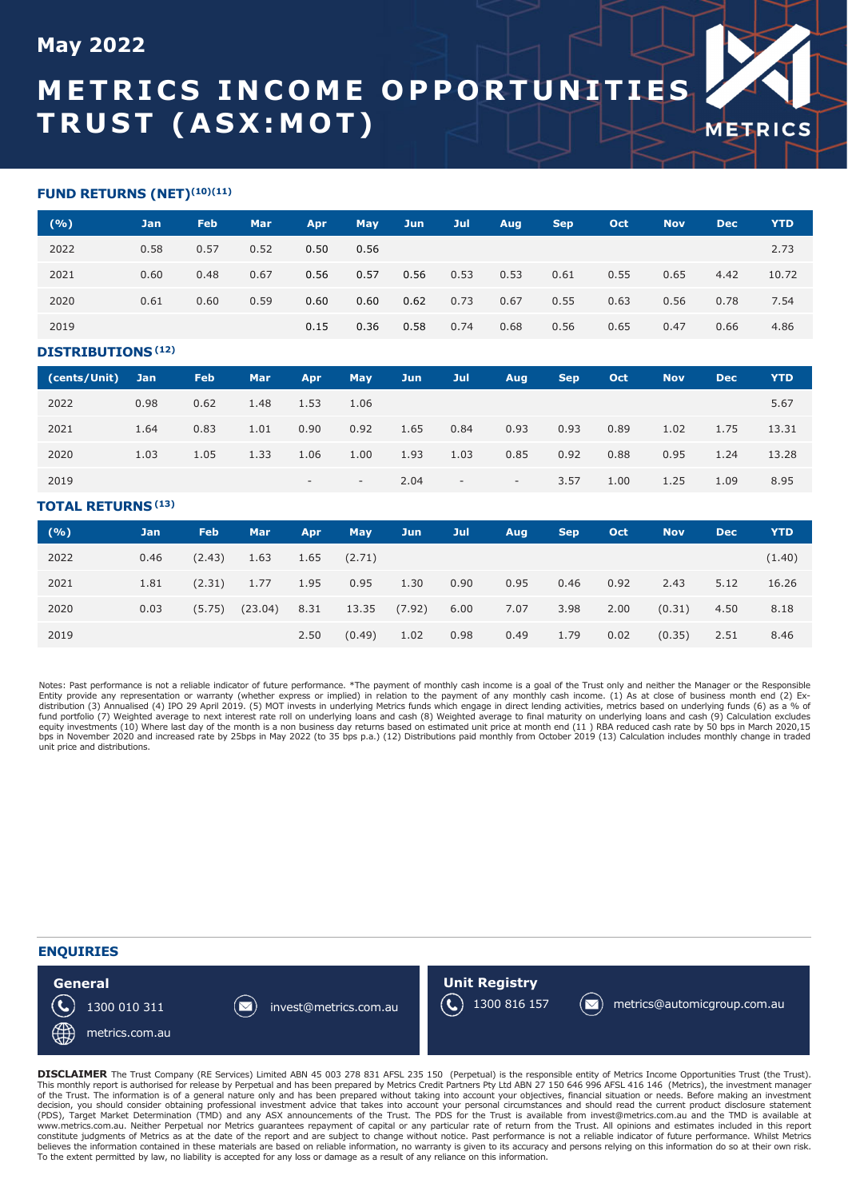May 2022

# METRICS INCOME OPPORTUNITIES TRUST (ASX:MOT)

## FUND RETURNS (NET)[10][11]

| (%) | Jan | Feb | Mar | Apr | May | Jun | Jul | Aug | Sep | Oct | Nov | Dec | YTD |
|---|---|---|---|---|---|---|---|---|---|---|---|---|---|
| 2022 | 0.58 | 0.57 | 0.52 | 0.50 | 0.56 | | | | | | | | 2.73 |
| 2021 | 0.60 | 0.48 | 0.67 | 0.56 | 0.57 | 0.56 | 0.53 | 0.53 | 0.61 | 0.55 | 0.65 | 4.42 | 10.72 |
| 2020 | 0.61 | 0.60 | 0.59 | 0.60 | 0.60 | 0.62 | 0.73 | 0.67 | 0.55 | 0.63 | 0.56 | 0.78 | 7.54 |
| 2019 | | | | 0.15 | 0.36 | 0.58 | 0.74 | 0.68 | 0.56 | 0.65 | 0.47 | 0.66 | 4.86 |

## DISTRIBUTIONS[12]

| (cents/Unit) | Jan | Feb | Mar | Apr | May | Jun | Jul | Aug | Sep | Oct | Nov | Dec | YTD |
|---|---|---|---|---|---|---|---|---|---|---|---|---|---|
| 2022 | 0.98 | 0.62 | 1.48 | 1.53 | 1.06 | | | | | | | | 5.67 |
| 2021 | 1.64 | 0.83 | 1.01 | 0.90 | 0.92 | 1.65 | 0.84 | 0.93 | 0.93 | 0.89 | 1.02 | 1.75 | 13.31 |
| 2020 | 1.03 | 1.05 | 1.33 | 1.06 | 1.00 | 1.93 | 1.03 | 0.85 | 0.92 | 0.88 | 0.95 | 1.24 | 13.28 |
| 2019 | | | | - | - | 2.04 | - | - | 3.57 | 1.00 | 1.25 | 1.09 | 8.95 |

## TOTAL RETURNS[13]

| (%) | Jan | Feb | Mar | Apr | May | Jun | Jul | Aug | Sep | Oct | Nov | Dec | YTD |
|---|---|---|---|---|---|---|---|---|---|---|---|---|---|
| 2022 | 0.46 | (2.43) | 1.63 | 1.65 | (2.71) | | | | | | | | (1.40) |
| 2021 | 1.81 | (2.31) | 1.77 | 1.95 | 0.95 | 1.30 | 0.90 | 0.95 | 0.46 | 0.92 | 2.43 | 5.12 | 16.26 |
| 2020 | 0.03 | (5.75) | (23.04) | 8.31 | 13.35 | (7.92) | 6.00 | 7.07 | 3.98 | 2.00 | (0.31) | 4.50 | 8.18 |
| 2019 | | | | 2.50 | (0.49) | 1.02 | 0.98 | 0.49 | 1.79 | 0.02 | (0.35) | 2.51 | 8.46 |

Notes: Past performance is not a reliable indicator of future performance. *The payment of monthly cash income is a goal of the Trust only and neither the Manager or the Responsible Entity provide any representation or warranty (whether express or implied) in relation to the payment of any monthly cash income. (1) As at close of business month end (2) Ex-distribution (3) Annualised (4) IPO 29 April 2019. (5) MOT invests in underlying Metrics funds which engage in direct lending activities, metrics based on underlying funds (6) as a % of fund portfolio (7) Weighted average to next interest rate roll on underlying loans and cash (8) Weighted average to final maturity on underlying loans and cash (9) Calculation excludes equity investments (10) Where last day of the month is a non business day returns based on estimated unit price at month end (11 ) RBA reduced cash rate by 50 bps in March 2020,15 bps in November 2020 and increased rate by 25bps in May 2022 (to 35 bps p.a.) (12) Distributions paid monthly from October 2019 (13) Calculation includes monthly change in traded unit price and distributions.

## ENQUIRIES

**General**

1300 010 311

invest@metrics.com.au

metrics.com.au

**Unit Registry**

1300 816 157

metrics@automicgroup.com.au

**DISCLAIMER** The Trust Company (RE Services) Limited ABN 45 003 278 831 AFSL 235 150 (Perpetual) is the responsible entity of Metrics Income Opportunities Trust (the Trust). This monthly report is authorised for release by Perpetual and has been prepared by Metrics Credit Partners Pty Ltd ABN 27 150 646 996 AFSL 416 146 (Metrics), the investment manager of the Trust. The information is of a general nature only and has been prepared without taking into account your objectives, financial situation or needs. Before making an investment decision, you should consider obtaining professional investment advice that takes into account your personal circumstances and should read the current product disclosure statement (PDS), Target Market Determination (TMD) and any ASX announcements of the Trust. The PDS for the Trust is available from invest@metrics.com.au and the TMD is available at www.metrics.com.au. Neither Perpetual nor Metrics guarantees repayment of capital or any particular rate of return from the Trust. All opinions and estimates included in this report constitute judgments of Metrics as at the date of the report and are subject to change without notice. Past performance is not a reliable indicator of future performance. Whilst Metrics believes the information contained in these materials are based on reliable information, no warranty is given to its accuracy and persons relying on this information do so at their own risk. To the extent permitted by law, no liability is accepted for any loss or damage as a result of any reliance on this information.